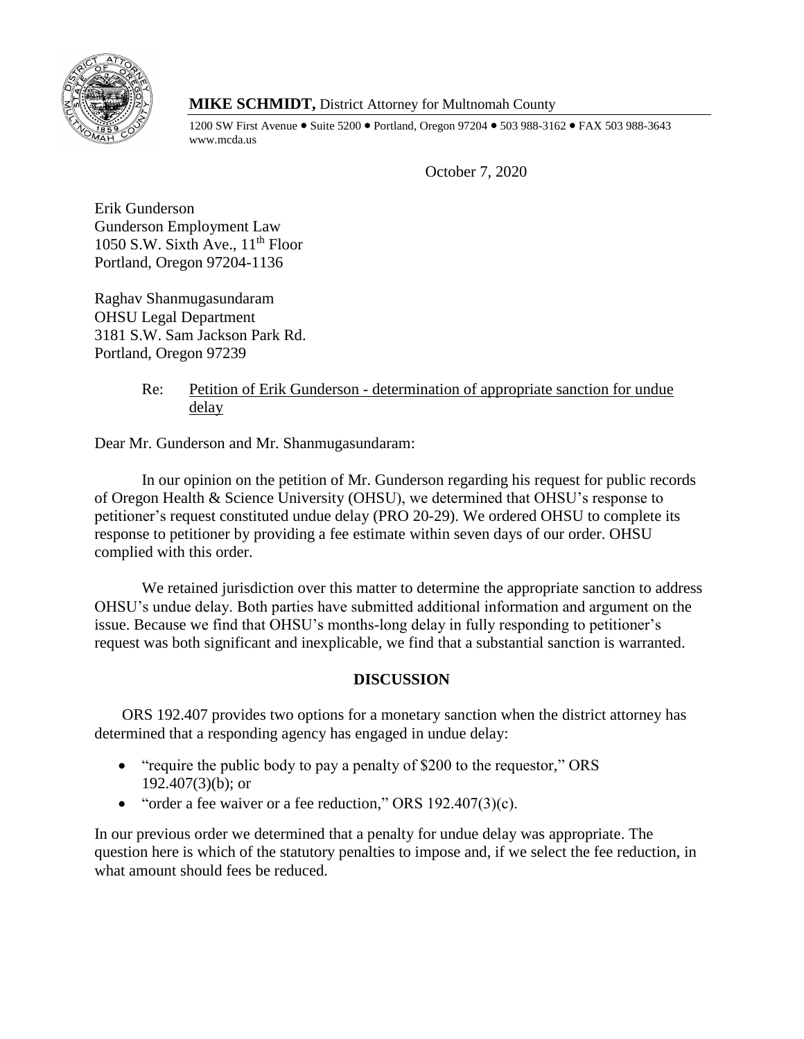**MIKE SCHMIDT,** District Attorney for Multnomah County

1200 SW First Avenue • Suite 5200 • Portland, Oregon 97204 • 503 988-3162 • FAX 503 988-3643
www.mcda.us

October 7, 2020

Erik Gunderson
Gunderson Employment Law
1050 S.W. Sixth Ave., 11th Floor
Portland, Oregon 97204-1136

Raghav Shanmugasundaram
OHSU Legal Department
3181 S.W. Sam Jackson Park Rd.
Portland, Oregon 97239

Re: Petition of Erik Gunderson - determination of appropriate sanction for undue delay

Dear Mr. Gunderson and Mr. Shanmugasundaram:

In our opinion on the petition of Mr. Gunderson regarding his request for public records of Oregon Health & Science University (OHSU), we determined that OHSU's response to petitioner's request constituted undue delay (PRO 20-29). We ordered OHSU to complete its response to petitioner by providing a fee estimate within seven days of our order. OHSU complied with this order.

We retained jurisdiction over this matter to determine the appropriate sanction to address OHSU's undue delay. Both parties have submitted additional information and argument on the issue. Because we find that OHSU's months-long delay in fully responding to petitioner's request was both significant and inexplicable, we find that a substantial sanction is warranted.

## DISCUSSION

ORS 192.407 provides two options for a monetary sanction when the district attorney has determined that a responding agency has engaged in undue delay:

- "require the public body to pay a penalty of $200 to the requestor," ORS 192.407(3)(b); or
- "order a fee waiver or a fee reduction," ORS 192.407(3)(c).

In our previous order we determined that a penalty for undue delay was appropriate. The question here is which of the statutory penalties to impose and, if we select the fee reduction, in what amount should fees be reduced.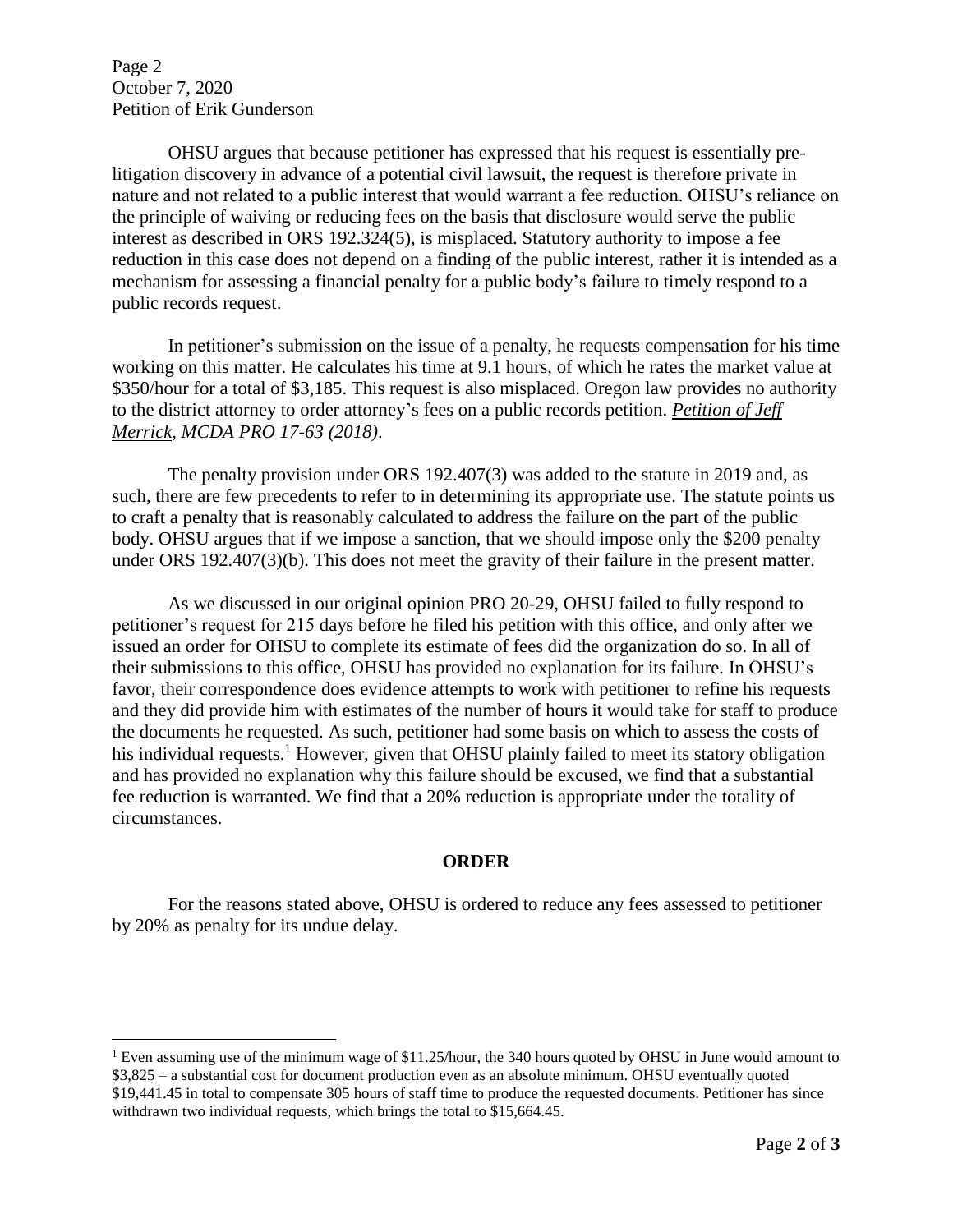OHSU argues that because petitioner has expressed that his request is essentially pre-litigation discovery in advance of a potential civil lawsuit, the request is therefore private in nature and not related to a public interest that would warrant a fee reduction. OHSU's reliance on the principle of waiving or reducing fees on the basis that disclosure would serve the public interest as described in ORS 192.324(5), is misplaced. Statutory authority to impose a fee reduction in this case does not depend on a finding of the public interest, rather it is intended as a mechanism for assessing a financial penalty for a public body's failure to timely respond to a public records request.

In petitioner's submission on the issue of a penalty, he requests compensation for his time working on this matter. He calculates his time at 9.1 hours, of which he rates the market value at $350/hour for a total of $3,185. This request is also misplaced. Oregon law provides no authority to the district attorney to order attorney's fees on a public records petition. *Petition of Jeff Merrick, MCDA PRO 17-63 (2018)*.

The penalty provision under ORS 192.407(3) was added to the statute in 2019 and, as such, there are few precedents to refer to in determining its appropriate use. The statute points us to craft a penalty that is reasonably calculated to address the failure on the part of the public body. OHSU argues that if we impose a sanction, that we should impose only the $200 penalty under ORS 192.407(3)(b). This does not meet the gravity of their failure in the present matter.

As we discussed in our original opinion PRO 20-29, OHSU failed to fully respond to petitioner's request for 215 days before he filed his petition with this office, and only after we issued an order for OHSU to complete its estimate of fees did the organization do so. In all of their submissions to this office, OHSU has provided no explanation for its failure. In OHSU's favor, their correspondence does evidence attempts to work with petitioner to refine his requests and they did provide him with estimates of the number of hours it would take for staff to produce the documents he requested. As such, petitioner had some basis on which to assess the costs of his individual requests.[1] However, given that OHSU plainly failed to meet its statory obligation and has provided no explanation why this failure should be excused, we find that a substantial fee reduction is warranted. We find that a 20% reduction is appropriate under the totality of circumstances.

## ORDER

For the reasons stated above, OHSU is ordered to reduce any fees assessed to petitioner by 20% as penalty for its undue delay.

---

[1] Even assuming use of the minimum wage of $11.25/hour, the 340 hours quoted by OHSU in June would amount to $3,825 – a substantial cost for document production even as an absolute minimum. OHSU eventually quoted $19,441.45 in total to compensate 305 hours of staff time to produce the requested documents. Petitioner has since withdrawn two individual requests, which brings the total to $15,664.45.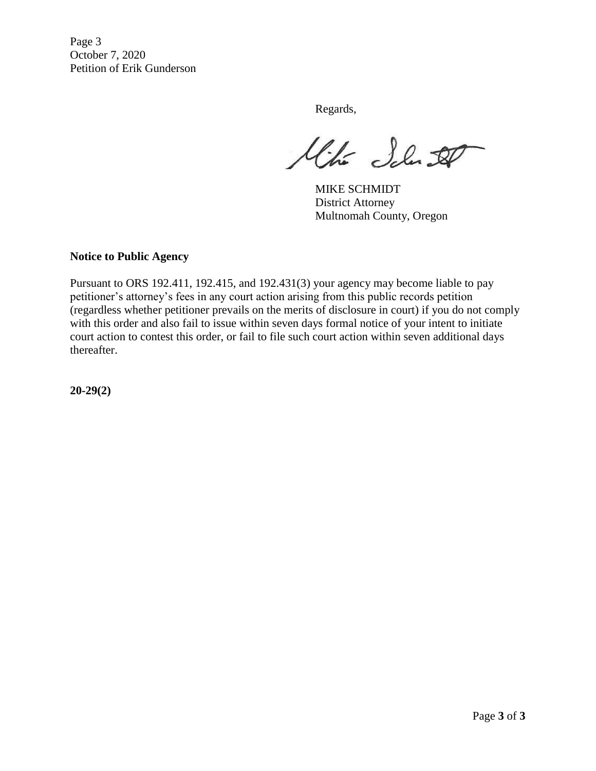Regards,

MIKE SCHMIDT
District Attorney
Multnomah County, Oregon

**Notice to Public Agency**

Pursuant to ORS 192.411, 192.415, and 192.431(3) your agency may become liable to pay petitioner's attorney's fees in any court action arising from this public records petition (regardless whether petitioner prevails on the merits of disclosure in court) if you do not comply with this order and also fail to issue within seven days formal notice of your intent to initiate court action to contest this order, or fail to file such court action within seven additional days thereafter.

**20-29(2)**